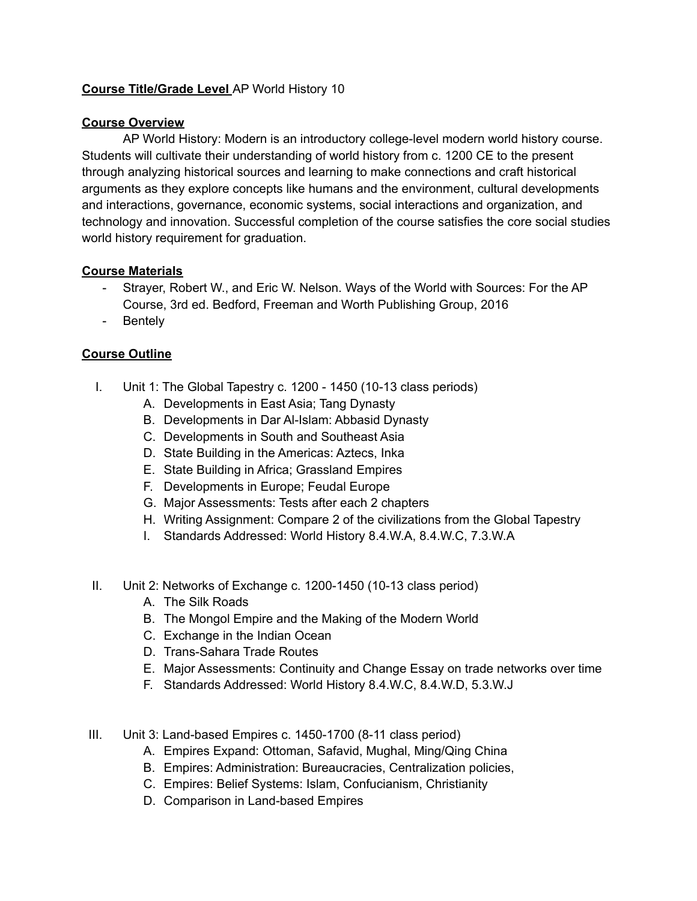**Course Title/Grade Level** AP World History 10

**Course Overview**

AP World History: Modern is an introductory college-level modern world history course. Students will cultivate their understanding of world history from c. 1200 CE to the present through analyzing historical sources and learning to make connections and craft historical arguments as they explore concepts like humans and the environment, cultural developments and interactions, governance, economic systems, social interactions and organization, and technology and innovation. Successful completion of the course satisfies the core social studies world history requirement for graduation.

**Course Materials**

- Strayer, Robert W., and Eric W. Nelson. Ways of the World with Sources: For the AP Course, 3rd ed. Bedford, Freeman and Worth Publishing Group, 2016
- Bentely

**Course Outline**

I. Unit 1: The Global Tapestry c. 1200 - 1450 (10-13 class periods)
   A. Developments in East Asia; Tang Dynasty
   B. Developments in Dar Al-Islam: Abbasid Dynasty
   C. Developments in South and Southeast Asia
   D. State Building in the Americas: Aztecs, Inka
   E. State Building in Africa; Grassland Empires
   F. Developments in Europe; Feudal Europe
   G. Major Assessments: Tests after each 2 chapters
   H. Writing Assignment: Compare 2 of the civilizations from the Global Tapestry
   I. Standards Addressed: World History 8.4.W.A, 8.4.W.C, 7.3.W.A

II. Unit 2: Networks of Exchange c. 1200-1450 (10-13 class period)
   A. The Silk Roads
   B. The Mongol Empire and the Making of the Modern World
   C. Exchange in the Indian Ocean
   D. Trans-Sahara Trade Routes
   E. Major Assessments: Continuity and Change Essay on trade networks over time
   F. Standards Addressed: World History 8.4.W.C, 8.4.W.D, 5.3.W.J

III. Unit 3: Land-based Empires c. 1450-1700 (8-11 class period)
   A. Empires Expand: Ottoman, Safavid, Mughal, Ming/Qing China
   B. Empires: Administration: Bureaucracies, Centralization policies,
   C. Empires: Belief Systems: Islam, Confucianism, Christianity
   D. Comparison in Land-based Empires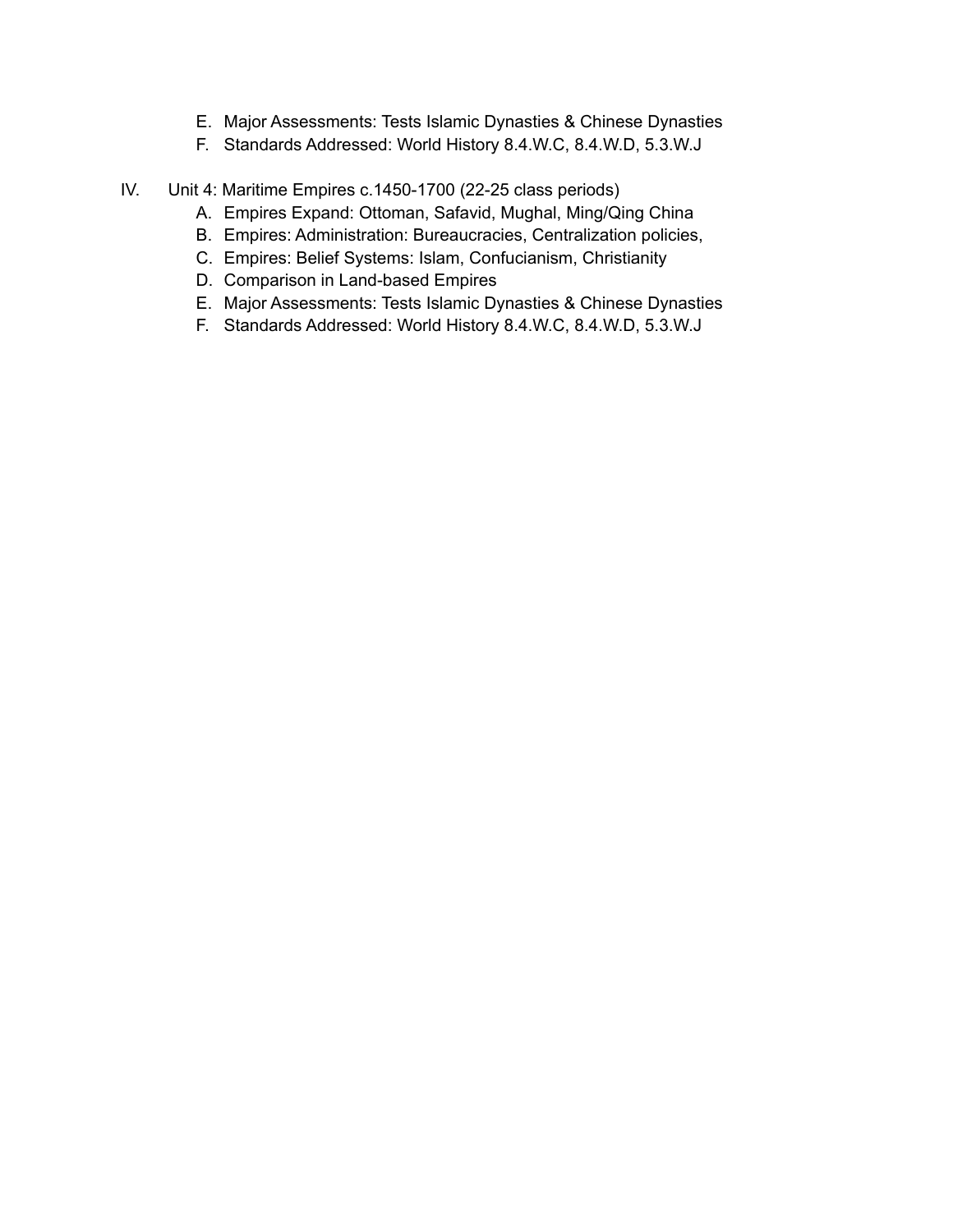E. Major Assessments: Tests Islamic Dynasties & Chinese Dynasties
F. Standards Addressed: World History 8.4.W.C, 8.4.W.D, 5.3.W.J

IV. Unit 4: Maritime Empires c.1450-1700 (22-25 class periods)
   A. Empires Expand: Ottoman, Safavid, Mughal, Ming/Qing China
   B. Empires: Administration: Bureaucracies, Centralization policies,
   C. Empires: Belief Systems: Islam, Confucianism, Christianity
   D. Comparison in Land-based Empires
   E. Major Assessments: Tests Islamic Dynasties & Chinese Dynasties
   F. Standards Addressed: World History 8.4.W.C, 8.4.W.D, 5.3.W.J